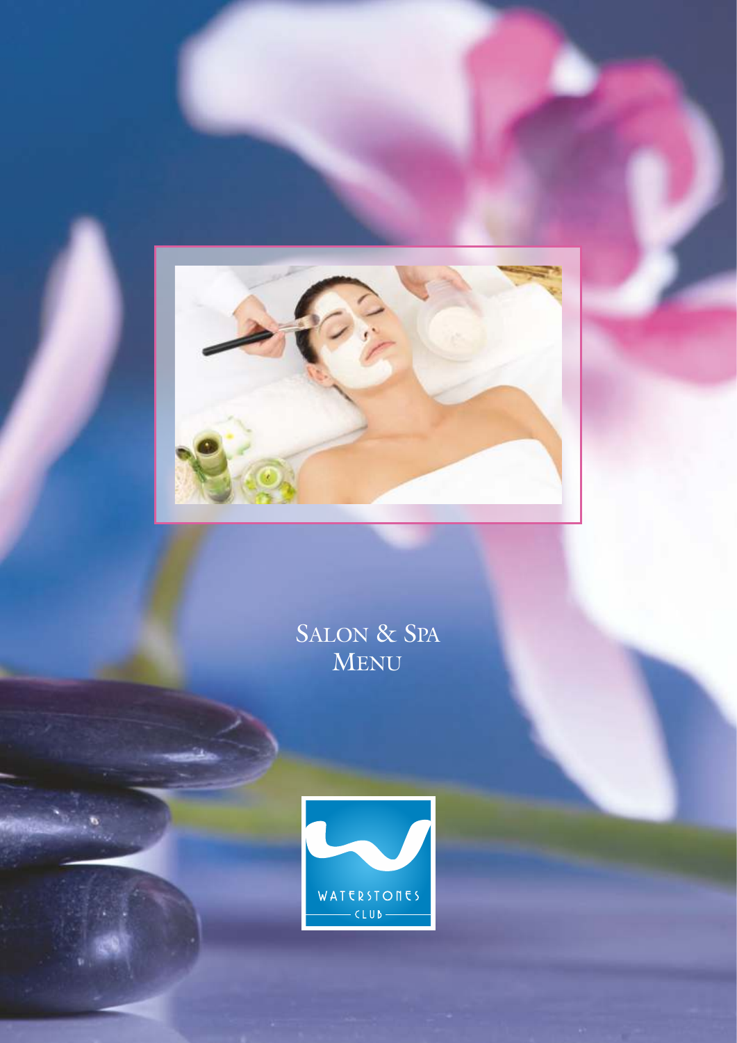# Salon & Spa Menu

WATERSTONES

CLUB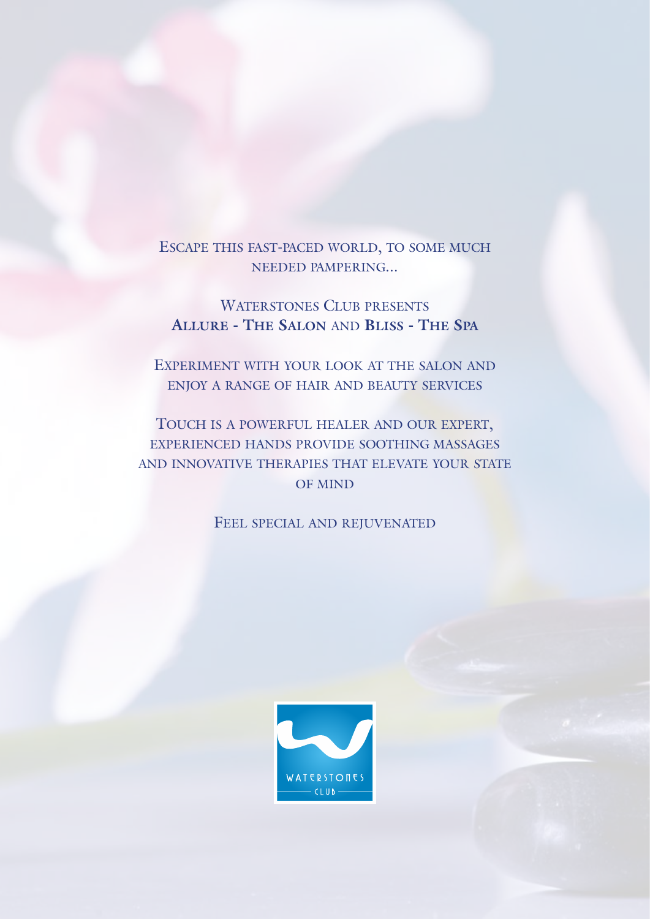Escape this fast-paced world, to some much needed pampering...

Waterstones Club presents
**Allure - The Salon** and **Bliss - The Spa**

Experiment with your look at the salon and enjoy a range of hair and beauty services

Touch is a powerful healer and our expert, experienced hands provide soothing massages and innovative therapies that elevate your state of mind

Feel special and rejuvenated

WATERSTONES
CLUB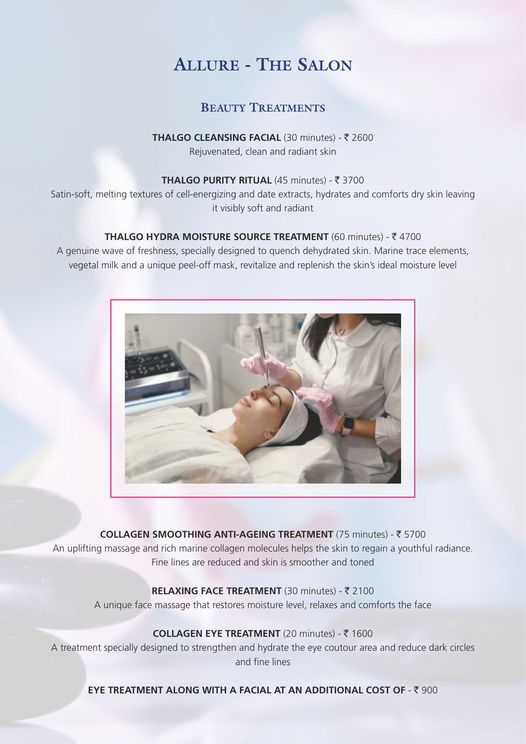# Allure - The Salon

## Beauty Treatments

**THALGO CLEANSING FACIAL** (30 minutes) - ₹ 2600
Rejuvenated, clean and radiant skin

**THALGO PURITY RITUAL** (45 minutes) - ₹ 3700
Satin-soft, melting textures of cell-energizing and date extracts, hydrates and comforts dry skin leaving it visibly soft and radiant

**THALGO HYDRA MOISTURE SOURCE TREATMENT** (60 minutes) - ₹ 4700
A genuine wave of freshness, specially designed to quench dehydrated skin. Marine trace elements, vegetal milk and a unique peel-off mask, revitalize and replenish the skin's ideal moisture level

**COLLAGEN SMOOTHING ANTI-AGEING TREATMENT** (75 minutes) - ₹ 5700
An uplifting massage and rich marine collagen molecules helps the skin to regain a youthful radiance. Fine lines are reduced and skin is smoother and toned

**RELAXING FACE TREATMENT** (30 minutes) - ₹ 2100
A unique face massage that restores moisture level, relaxes and comforts the face

**COLLAGEN EYE TREATMENT** (20 minutes) - ₹ 1600
A treatment specially designed to strengthen and hydrate the eye coutour area and reduce dark circles and fine lines

**EYE TREATMENT ALONG WITH A FACIAL AT AN ADDITIONAL COST OF** - ₹ 900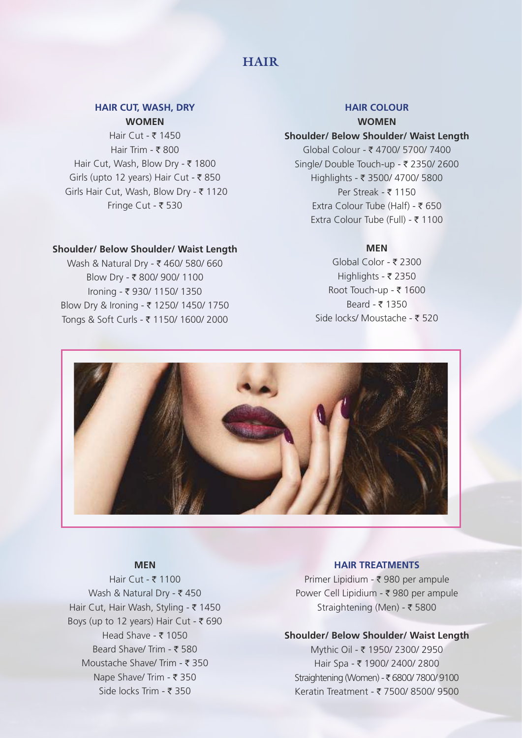# HAIR

## HAIR CUT, WASH, DRY

### WOMEN

Hair Cut - ₹ 1450
Hair Trim - ₹ 800
Hair Cut, Wash, Blow Dry - ₹ 1800
Girls (upto 12 years) Hair Cut - ₹ 850
Girls Hair Cut, Wash, Blow Dry - ₹ 1120
Fringe Cut - ₹ 530

**Shoulder/ Below Shoulder/ Waist Length**

Wash & Natural Dry - ₹ 460/ 580/ 660
Blow Dry - ₹ 800/ 900/ 1100
Ironing - ₹ 930/ 1150/ 1350
Blow Dry & Ironing - ₹ 1250/ 1450/ 1750
Tongs & Soft Curls - ₹ 1150/ 1600/ 2000

### MEN

Hair Cut - ₹ 1100
Wash & Natural Dry - ₹ 450
Hair Cut, Hair Wash, Styling - ₹ 1450
Boys (up to 12 years) Hair Cut - ₹ 690
Head Shave - ₹ 1050
Beard Shave/ Trim - ₹ 580
Moustache Shave/ Trim - ₹ 350
Nape Shave/ Trim - ₹ 350
Side locks Trim - ₹ 350

## HAIR COLOUR

### WOMEN

**Shoulder/ Below Shoulder/ Waist Length**

Global Colour - ₹ 4700/ 5700/ 7400
Single/ Double Touch-up - ₹ 2350/ 2600
Highlights - ₹ 3500/ 4700/ 5800
Per Streak - ₹ 1150
Extra Colour Tube (Half) - ₹ 650
Extra Colour Tube (Full) - ₹ 1100

### MEN

Global Color - ₹ 2300
Highlights - ₹ 2350
Root Touch-up - ₹ 1600
Beard - ₹ 1350
Side locks/ Moustache - ₹ 520

## HAIR TREATMENTS

Primer Lipidium - ₹ 980 per ampule
Power Cell Lipidium - ₹ 980 per ampule
Straightening (Men) - ₹ 5800

**Shoulder/ Below Shoulder/ Waist Length**

Mythic Oil - ₹ 1950/ 2300/ 2950
Hair Spa - ₹ 1900/ 2400/ 2800
Straightening (Women) - ₹ 6800/ 7800/ 9100
Keratin Treatment - ₹ 7500/ 8500/ 9500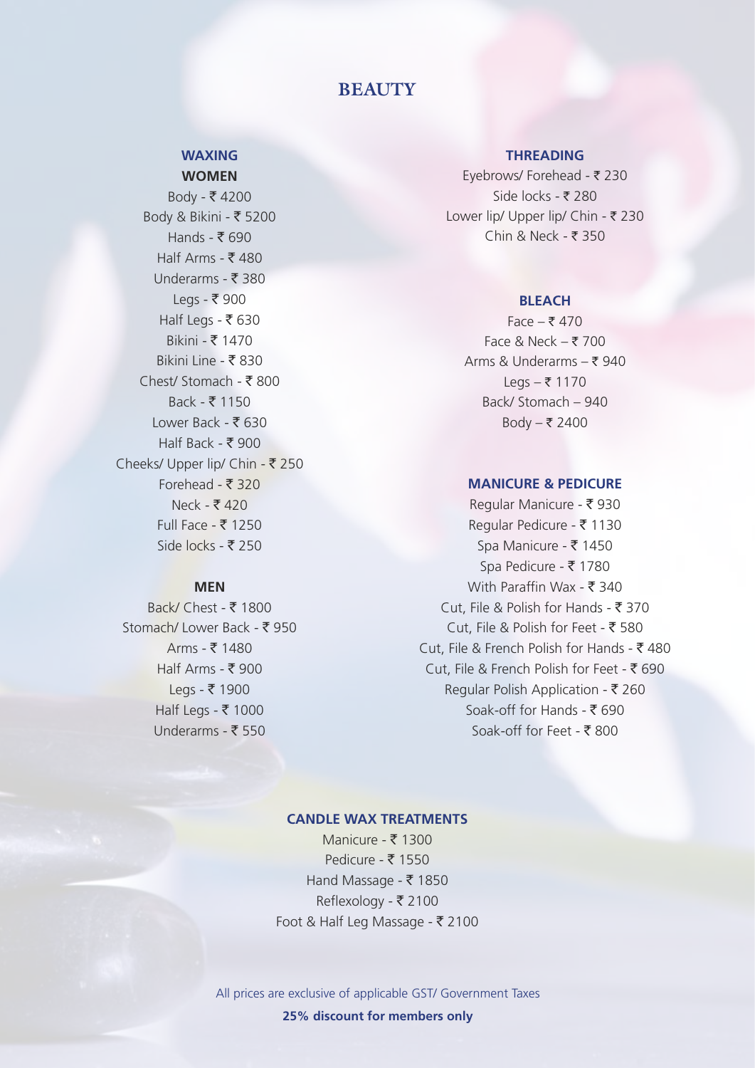# BEAUTY

## WAXING

### WOMEN

Body - ₹ 4200
Body & Bikini - ₹ 5200
Hands - ₹ 690
Half Arms - ₹ 480
Underarms - ₹ 380
Legs - ₹ 900
Half Legs - ₹ 630
Bikini - ₹ 1470
Bikini Line - ₹ 830
Chest/ Stomach - ₹ 800
Back - ₹ 1150
Lower Back - ₹ 630
Half Back - ₹ 900
Cheeks/ Upper lip/ Chin - ₹ 250
Forehead - ₹ 320
Neck - ₹ 420
Full Face - ₹ 1250
Side locks - ₹ 250

### MEN

Back/ Chest - ₹ 1800
Stomach/ Lower Back - ₹ 950
Arms - ₹ 1480
Half Arms - ₹ 900
Legs - ₹ 1900
Half Legs - ₹ 1000
Underarms - ₹ 550

## THREADING

Eyebrows/ Forehead - ₹ 230
Side locks - ₹ 280
Lower lip/ Upper lip/ Chin - ₹ 230
Chin & Neck - ₹ 350

## BLEACH

Face – ₹ 470
Face & Neck – ₹ 700
Arms & Underarms – ₹ 940
Legs – ₹ 1170
Back/ Stomach – 940
Body – ₹ 2400

## MANICURE & PEDICURE

Regular Manicure - ₹ 930
Regular Pedicure - ₹ 1130
Spa Manicure - ₹ 1450
Spa Pedicure - ₹ 1780
With Paraffin Wax - ₹ 340
Cut, File & Polish for Hands - ₹ 370
Cut, File & Polish for Feet - ₹ 580
Cut, File & French Polish for Hands - ₹ 480
Cut, File & French Polish for Feet - ₹ 690
Regular Polish Application - ₹ 260
Soak-off for Hands - ₹ 690
Soak-off for Feet - ₹ 800

## CANDLE WAX TREATMENTS

Manicure - ₹ 1300
Pedicure - ₹ 1550
Hand Massage - ₹ 1850
Reflexology - ₹ 2100
Foot & Half Leg Massage - ₹ 2100

All prices are exclusive of applicable GST/ Government Taxes

**25% discount for members only**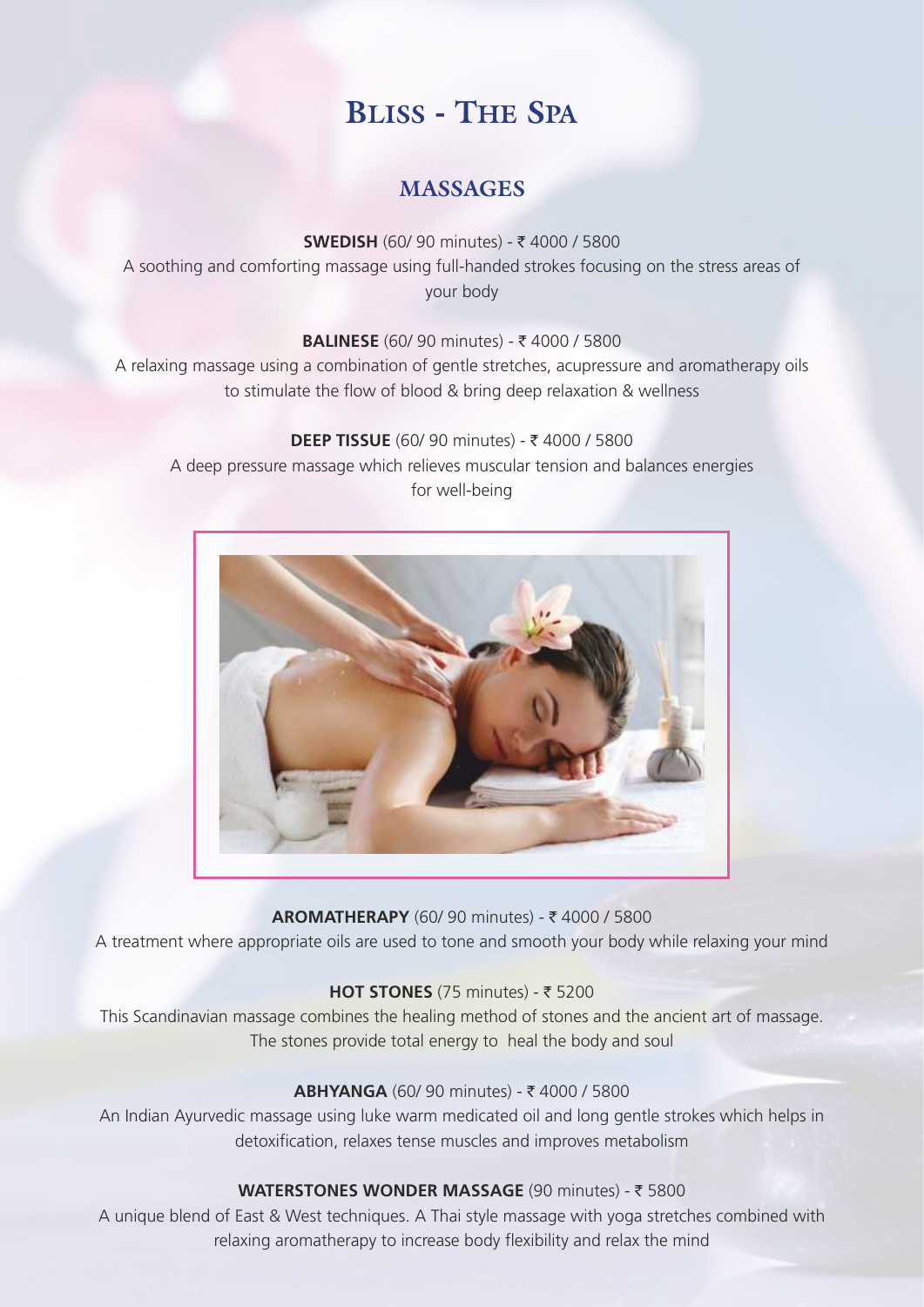# Bliss - The Spa

## MASSAGES

**SWEDISH** (60/ 90 minutes) - ₹ 4000 / 5800

A soothing and comforting massage using full-handed strokes focusing on the stress areas of your body

**BALINESE** (60/ 90 minutes) - ₹ 4000 / 5800

A relaxing massage using a combination of gentle stretches, acupressure and aromatherapy oils to stimulate the flow of blood & bring deep relaxation & wellness

**DEEP TISSUE** (60/ 90 minutes) - ₹ 4000 / 5800

A deep pressure massage which relieves muscular tension and balances energies for well-being

**AROMATHERAPY** (60/ 90 minutes) - ₹ 4000 / 5800

A treatment where appropriate oils are used to tone and smooth your body while relaxing your mind

**HOT STONES** (75 minutes) - ₹ 5200

This Scandinavian massage combines the healing method of stones and the ancient art of massage. The stones provide total energy to heal the body and soul

**ABHYANGA** (60/ 90 minutes) - ₹ 4000 / 5800

An Indian Ayurvedic massage using luke warm medicated oil and long gentle strokes which helps in detoxification, relaxes tense muscles and improves metabolism

**WATERSTONES WONDER MASSAGE** (90 minutes) - ₹ 5800

A unique blend of East & West techniques. A Thai style massage with yoga stretches combined with relaxing aromatherapy to increase body flexibility and relax the mind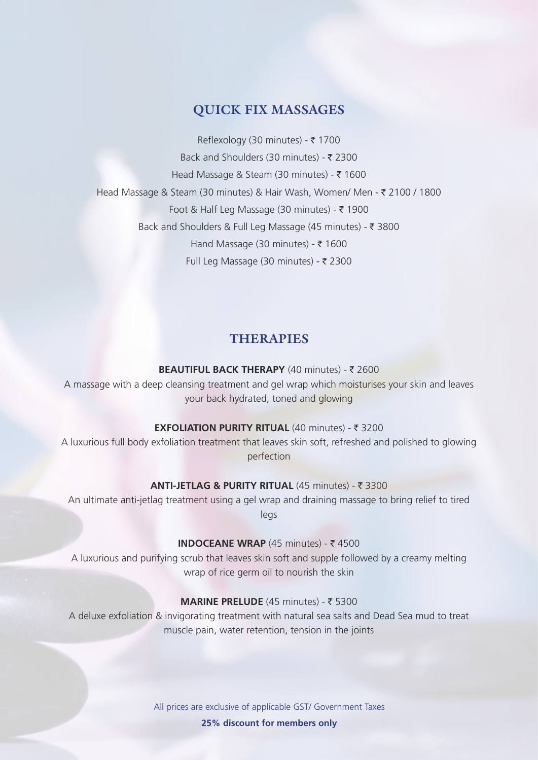## QUICK FIX MASSAGES

Reflexology (30 minutes) - ₹ 1700

Back and Shoulders (30 minutes) - ₹ 2300

Head Massage & Steam (30 minutes) - ₹ 1600

Head Massage & Steam (30 minutes) & Hair Wash, Women/ Men - ₹ 2100 / 1800

Foot & Half Leg Massage (30 minutes) - ₹ 1900

Back and Shoulders & Full Leg Massage (45 minutes) - ₹ 3800

Hand Massage (30 minutes) - ₹ 1600

Full Leg Massage (30 minutes) - ₹ 2300

## THERAPIES

**BEAUTIFUL BACK THERAPY** (40 minutes) - ₹ 2600

A massage with a deep cleansing treatment and gel wrap which moisturises your skin and leaves your back hydrated, toned and glowing

**EXFOLIATION PURITY RITUAL** (40 minutes) - ₹ 3200

A luxurious full body exfoliation treatment that leaves skin soft, refreshed and polished to glowing perfection

**ANTI-JETLAG & PURITY RITUAL** (45 minutes) - ₹ 3300

An ultimate anti-jetlag treatment using a gel wrap and draining massage to bring relief to tired legs

**INDOCEANE WRAP** (45 minutes) - ₹ 4500

A luxurious and purifying scrub that leaves skin soft and supple followed by a creamy melting wrap of rice germ oil to nourish the skin

**MARINE PRELUDE** (45 minutes) - ₹ 5300

A deluxe exfoliation & invigorating treatment with natural sea salts and Dead Sea mud to treat muscle pain, water retention, tension in the joints

All prices are exclusive of applicable GST/ Government Taxes

**25% discount for members only**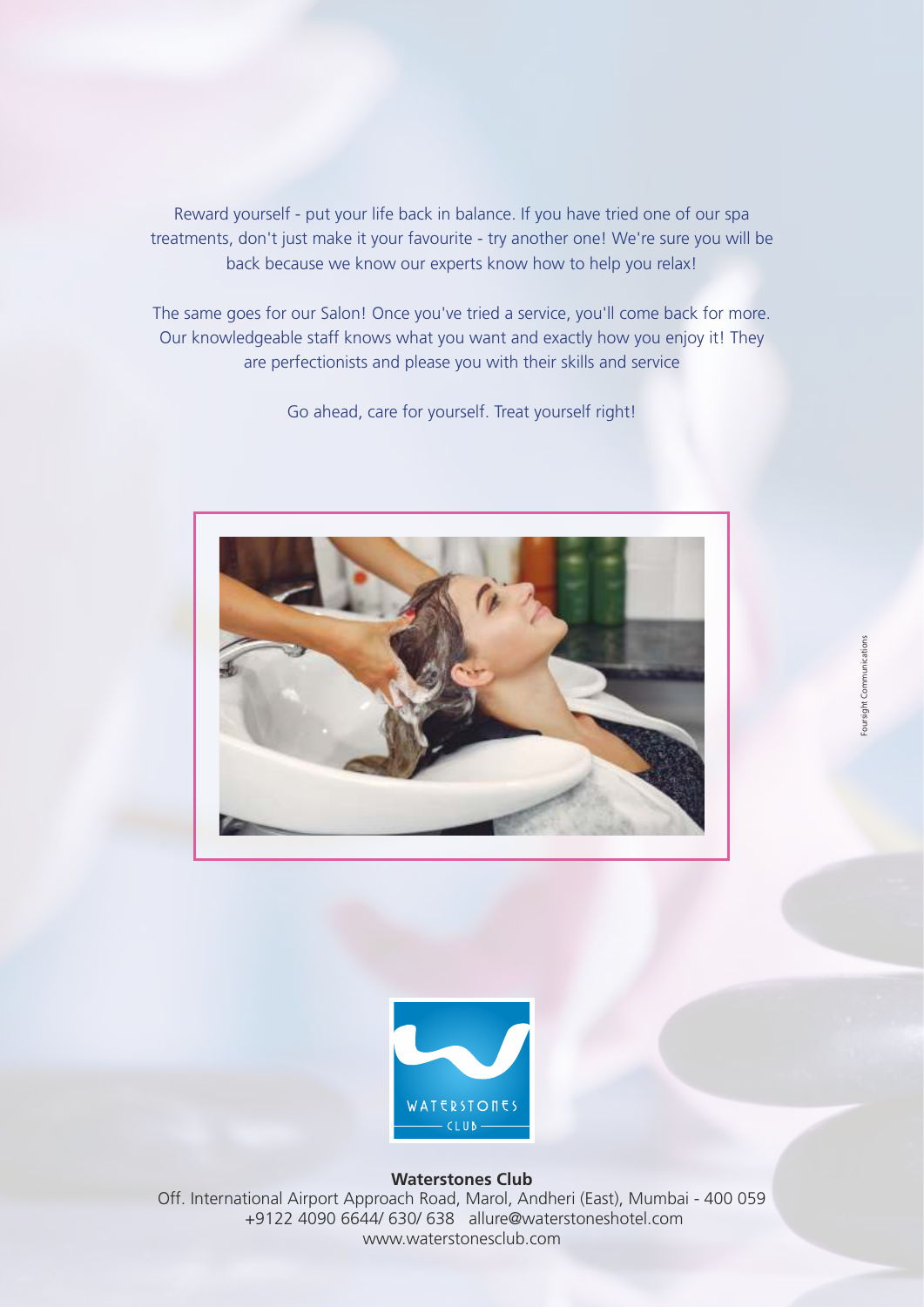Reward yourself - put your life back in balance. If you have tried one of our spa treatments, don't just make it your favourite - try another one! We're sure you will be back because we know our experts know how to help you relax!

The same goes for our Salon! Once you've tried a service, you'll come back for more. Our knowledgeable staff knows what you want and exactly how you enjoy it! They are perfectionists and please you with their skills and service

Go ahead, care for yourself. Treat yourself right!

**Waterstones Club**
Off. International Airport Approach Road, Marol, Andheri (East), Mumbai - 400 059
+9122 4090 6644/ 630/ 638 allure@waterstoneshotel.com
www.waterstonesclub.com